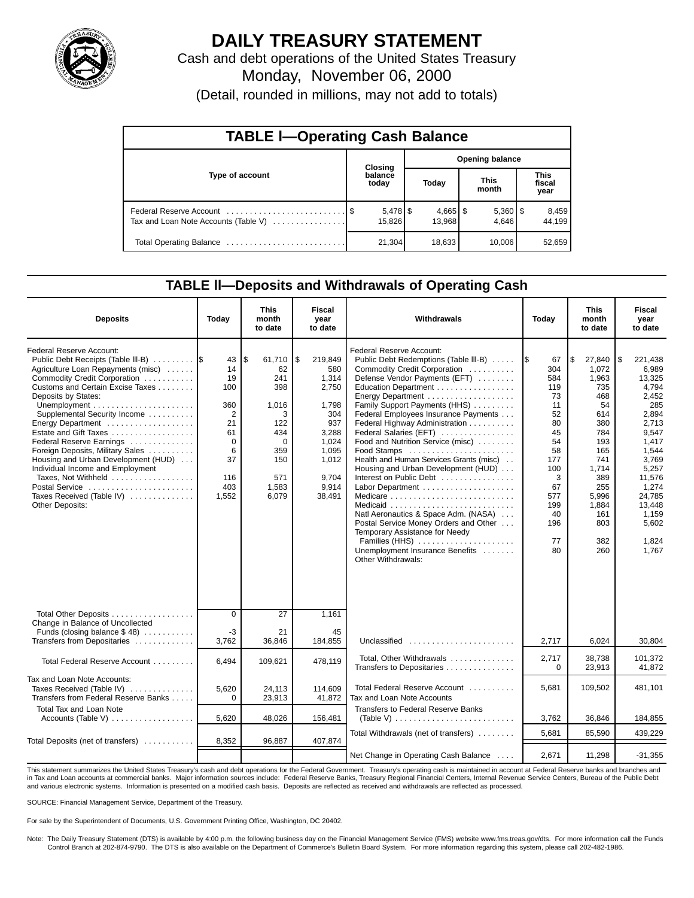# DAILY TREASURY STATEMENT

Cash and debt operations of the United States Treasury

Monday, November 06, 2000

(Detail, rounded in millions, may not add to totals)

## TABLE I—Operating Cash Balance

| Type of account | Closing balance today | Opening balance Today | Opening balance This month | Opening balance This fiscal year |
|---|---|---|---|---|
| Federal Reserve Account | $ 5,478 | $ 4,665 | $ 5,360 | $ 8,459 |
| Tax and Loan Note Accounts (Table V) | 15,826 | 13,968 | 4,646 | 44,199 |
| Total Operating Balance | 21,304 | 18,633 | 10,006 | 52,659 |

## TABLE II—Deposits and Withdrawals of Operating Cash

| Deposits | Today | This month to date | Fiscal year to date |
|---|---|---|---|
| Federal Reserve Account: | | | |
| Public Debt Receipts (Table III-B) | $ 43 | $ 61,710 | $ 219,849 |
| Agriculture Loan Repayments (misc) | 14 | 62 | 580 |
| Commodity Credit Corporation | 19 | 241 | 1,314 |
| Customs and Certain Excise Taxes | 100 | 398 | 2,750 |
| Deposits by States: | | | |
| Unemployment | 360 | 1,016 | 1,798 |
| Supplemental Security Income | 2 | 3 | 304 |
| Energy Department | 21 | 122 | 937 |
| Estate and Gift Taxes | 61 | 434 | 3,288 |
| Federal Reserve Earnings | 0 | 0 | 1,024 |
| Foreign Deposits, Military Sales | 6 | 359 | 1,095 |
| Housing and Urban Development (HUD) | 37 | 150 | 1,012 |
| Individual Income and Employment Taxes, Not Withheld | 116 | 571 | 9,704 |
| Postal Service | 403 | 1,583 | 9,914 |
| Taxes Received (Table IV) | 1,552 | 6,079 | 38,491 |
| Other Deposits: | | | |
| Total Other Deposits | 0 | 27 | 1,161 |
| Change in Balance of Uncollected Funds (closing balance $ 48) | -3 | 21 | 45 |
| Transfers from Depositaries | 3,762 | 36,846 | 184,855 |
| Total Federal Reserve Account | 6,494 | 109,621 | 478,119 |
| Tax and Loan Note Accounts: | | | |
| Taxes Received (Table IV) | 5,620 | 24,113 | 114,609 |
| Transfers from Federal Reserve Banks | 0 | 23,913 | 41,872 |
| Total Tax and Loan Note Accounts (Table V) | 5,620 | 48,026 | 156,481 |
| Total Deposits (net of transfers) | 8,352 | 96,887 | 407,874 |

| Withdrawals | Today | This month to date | Fiscal year to date |
|---|---|---|---|
| Federal Reserve Account: | | | |
| Public Debt Redemptions (Table III-B) | $ 67 | $ 27,840 | $ 221,438 |
| Commodity Credit Corporation | 304 | 1,072 | 6,989 |
| Defense Vendor Payments (EFT) | 584 | 1,963 | 13,325 |
| Education Department | 119 | 735 | 4,794 |
| Energy Department | 73 | 468 | 2,452 |
| Family Support Payments (HHS) | 11 | 54 | 285 |
| Federal Employees Insurance Payments | 52 | 614 | 2,894 |
| Federal Highway Administration | 80 | 380 | 2,713 |
| Federal Salaries (EFT) | 45 | 784 | 9,547 |
| Food and Nutrition Service (misc) | 54 | 193 | 1,417 |
| Food Stamps | 58 | 165 | 1,544 |
| Health and Human Services Grants (misc) | 177 | 741 | 3,769 |
| Housing and Urban Development (HUD) | 100 | 1,714 | 5,257 |
| Interest on Public Debt | 3 | 389 | 11,576 |
| Labor Department | 67 | 255 | 1,274 |
| Medicare | 577 | 5,996 | 24,785 |
| Medicaid | 199 | 1,884 | 13,448 |
| Natl Aeronautics & Space Adm. (NASA) | 40 | 161 | 1,159 |
| Postal Service Money Orders and Other | 196 | 803 | 5,602 |
| Temporary Assistance for Needy Families (HHS) | 77 | 382 | 1,824 |
| Unemployment Insurance Benefits | 80 | 260 | 1,767 |
| Other Withdrawals: | | | |
| Unclassified | 2,717 | 6,024 | 30,804 |
| Total, Other Withdrawals | 2,717 | 38,738 | 101,372 |
| Transfers to Depositaries | 0 | 23,913 | 41,872 |
| Total Federal Reserve Account | 5,681 | 109,502 | 481,101 |
| Tax and Loan Note Accounts | | | |
| Transfers to Federal Reserve Banks (Table V) | 3,762 | 36,846 | 184,855 |
| Total Withdrawals (net of transfers) | 5,681 | 85,590 | 439,229 |
| Net Change in Operating Cash Balance | 2,671 | 11,298 | -31,355 |

This statement summarizes the United States Treasury's cash and debt operations for the Federal Government. Treasury's operating cash is maintained in account at Federal Reserve banks and branches and in Tax and Loan accounts at commercial banks. Major information sources include: Federal Reserve Banks, Treasury Regional Financial Centers, Internal Revenue Service Centers, Bureau of the Public Debt and various electronic systems. Information is presented on a modified cash basis. Deposits are reflected as received and withdrawals are reflected as processed.

SOURCE: Financial Management Service, Department of the Treasury.

For sale by the Superintendent of Documents, U.S. Government Printing Office, Washington, DC 20402.

Note: The Daily Treasury Statement (DTS) is available by 4:00 p.m. the following business day on the Financial Management Service (FMS) website www.fms.treas.gov/dts. For more information call the Funds Control Branch at 202-874-9790. The DTS is also available on the Department of Commerce's Bulletin Board System. For more information regarding this system, please call 202-482-1986.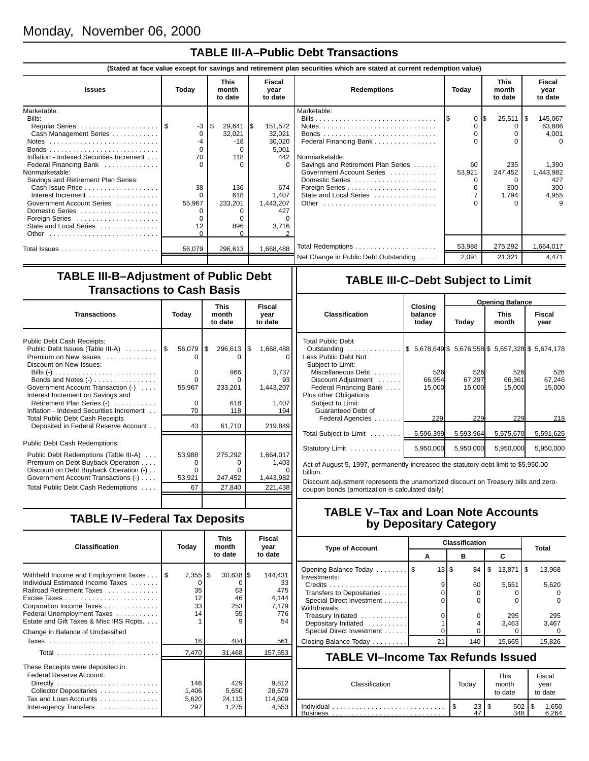Monday, November 06, 2000

## TABLE III-A–Public Debt Transactions

(Stated at face value except for savings and retirement plan securities which are stated at current redemption value)

| Issues | Today | This month to date | Fiscal year to date |
|---|---|---|---|
| Marketable: | | | |
| Bills: | | | |
| Regular Series | $ -3 | $ 29,641 | $ 151,572 |
| Cash Management Series | 0 | 32,021 | 32,021 |
| Notes | -4 | -18 | 30,020 |
| Bonds | 0 | 0 | 5,001 |
| Inflation - Indexed Securities Increment | 70 | 118 | 442 |
| Federal Financing Bank | 0 | 0 | 0 |
| Nonmarketable: | | | |
| Savings and Retirement Plan Series: | | | |
| Cash Issue Price | 38 | 136 | 674 |
| Interest Increment | 0 | 618 | 1,407 |
| Government Account Series | 55,967 | 233,201 | 1,443,207 |
| Domestic Series | 0 | 0 | 427 |
| Foreign Series | 0 | 0 | 0 |
| State and Local Series | 12 | 896 | 3,716 |
| Other | 0 | 0 | 2 |
| Total Issues | 56,079 | 296,613 | 1,668,488 |

| Redemptions | Today | This month to date | Fiscal year to date |
|---|---|---|---|
| Marketable: | | | |
| Bills | $ 0 | $ 25,511 | $ 145,067 |
| Notes | 0 | 0 | 63,886 |
| Bonds | 0 | 0 | 4,001 |
| Federal Financing Bank | 0 | 0 | 0 |
| Nonmarketable: | | | |
| Savings and Retirement Plan Series | 60 | 235 | 1,390 |
| Government Account Series | 53,921 | 247,452 | 1,443,982 |
| Domestic Series | 0 | 0 | 427 |
| Foreign Series | 0 | 300 | 300 |
| State and Local Series | 7 | 1,794 | 4,955 |
| Other | 0 | 0 | 9 |
| Total Redemptions | 53,988 | 275,292 | 1,664,017 |
| Net Change in Public Debt Outstanding | 2,091 | 21,321 | 4,471 |

## TABLE III-B–Adjustment of Public Debt Transactions to Cash Basis

| Transactions | Today | This month to date | Fiscal year to date |
|---|---|---|---|
| Public Debt Cash Receipts: | | | |
| Public Debt Issues (Table III-A) | $ 56,079 | $ 296,613 | $ 1,668,488 |
| Premium on New Issues | 0 | 0 | 0 |
| Discount on New Issues: | | | |
| Bills (-) | 0 | 966 | 3,737 |
| Bonds and Notes (-) | 0 | 0 | 93 |
| Government Account Transaction (-) | 55,967 | 233,201 | 1,443,207 |
| Interest Increment on Savings and Retirement Plan Series (-) | 0 | 618 | 1,407 |
| Inflation - Indexed Securities Increment | 70 | 118 | 194 |
| Total Public Debt Cash Receipts Deposited in Federal Reserve Account | 43 | 61,710 | 219,849 |
| Public Debt Cash Redemptions: | | | |
| Public Debt Redemptions (Table III-A) | 53,988 | 275,292 | 1,664,017 |
| Premium on Debt Buyback Operation | 0 | 0 | 1,403 |
| Discount on Debt Buyback Operation (-) | 0 | 0 | 0 |
| Government Account Transactions (-) | 53,921 | 247,452 | 1,443,982 |
| Total Public Debt Cash Redemptions | 67 | 27,840 | 221,438 |

## TABLE III-C–Debt Subject to Limit

| Classification | Closing balance today | Opening Balance | | |
|---|---|---|---|---|
| | | Today | This month | Fiscal year |
| Total Public Debt Outstanding | $ 5,678,649 | $ 5,676,558 | $ 5,657,328 | $ 5,674,178 |
| Less Public Debt Not Subject to Limit: | | | | |
| Miscellaneous Debt | 526 | 526 | 526 | 526 |
| Discount Adjustment | 66,954 | 67,297 | 66,361 | 67,246 |
| Federal Financing Bank | 15,000 | 15,000 | 15,000 | 15,000 |
| Plus other Obligations Subject to Limit: | | | | |
| Guaranteed Debt of Federal Agencies | 229 | 229 | 229 | 218 |
| Total Subject to Limit | 5,596,399 | 5,593,964 | 5,575,670 | 5,591,625 |
| Statutory Limit | 5,950,000 | 5,950,000 | 5,950,000 | 5,950,000 |

Act of August 5, 1997, permanently increased the statutory debt limit to $5,950.00 billion.

Discount adjustment represents the unamortized discount on Treasury bills and zero-coupon bonds (amortization is calculated daily)

## TABLE IV–Federal Tax Deposits

| Classification | Today | This month to date | Fiscal year to date |
|---|---|---|---|
| Withheld Income and Employment Taxes | $ 7,355 | $ 30,638 | $ 144,431 |
| Individual Estimated Income Taxes | 0 | 0 | 33 |
| Railroad Retirement Taxes | 35 | 63 | 475 |
| Excise Taxes | 12 | 46 | 4,144 |
| Corporation Income Taxes | 33 | 253 | 7,179 |
| Federal Unemployment Taxes | 14 | 55 | 776 |
| Estate and Gift Taxes & Misc IRS Rcpts. | 1 | 9 | 54 |
| Change in Balance of Unclassified Taxes | 18 | 404 | 561 |
| Total | 7,470 | 31,468 | 157,653 |
| These Receipts were deposited in: | | | |
| Federal Reserve Account: | | | |
| Directly | 146 | 429 | 9,812 |
| Collector Depositaries | 1,406 | 5,650 | 28,679 |
| Tax and Loan Accounts | 5,620 | 24,113 | 114,609 |
| Inter-agency Transfers | 297 | 1,275 | 4,553 |

## TABLE V–Tax and Loan Note Accounts by Depositary Category

| Type of Account | Classification | | | Total |
|---|---|---|---|---|
| | A | B | C | |
| Opening Balance Today | $ 13 | $ 84 | $ 13,871 | $ 13,968 |
| Investments: | | | | |
| Credits | 9 | 60 | 5,551 | 5,620 |
| Transfers to Depositaries | 0 | 0 | 0 | 0 |
| Special Direct Investment | 0 | 0 | 0 | 0 |
| Withdrawals: | | | | |
| Treasury Initiated | 0 | 0 | 295 | 295 |
| Depositary Initiated | 1 | 4 | 3,463 | 3,467 |
| Special Direct Investment | 0 | 0 | 0 | 0 |
| Closing Balance Today | 21 | 140 | 15,665 | 15,826 |

## TABLE VI–Income Tax Refunds Issued

| Classification | Today | This month to date | Fiscal year to date |
|---|---|---|---|
| Individual | $ 23 | $ 502 | $ 1,650 |
| Business | 47 | 348 | 6,264 |